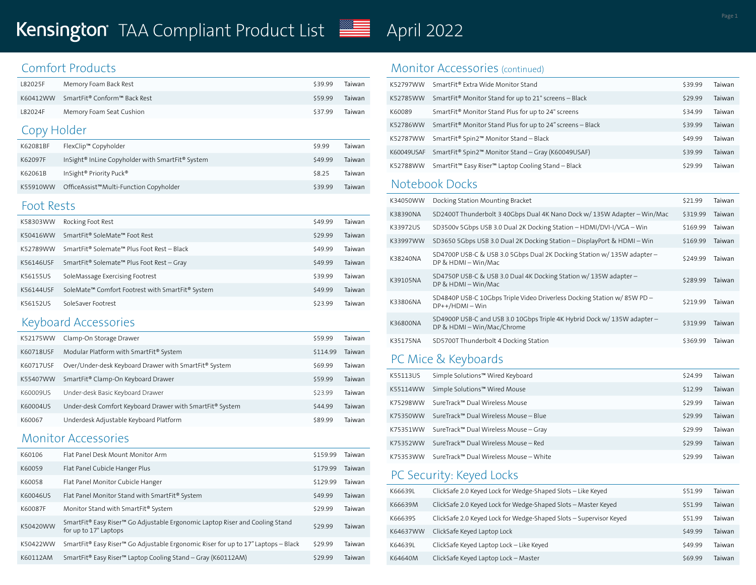# Kensington TAA Compliant Product List — April 2022

## Comfort Products

| SKU | Description | Price | Country |
|---|---|---|---|
| L82025F | Memory Foam Back Rest | $39.99 | Taiwan |
| K60412WW | SmartFit® Conform™ Back Rest | $59.99 | Taiwan |
| L82024F | Memory Foam Seat Cushion | $37.99 | Taiwan |

## Copy Holder

| SKU | Description | Price | Country |
|---|---|---|---|
| K62081BF | FlexClip™ Copyholder | $9.99 | Taiwan |
| K62097F | InSight® InLine Copyholder with SmartFit® System | $49.99 | Taiwan |
| K62061B | InSight® Priority Puck® | $8.25 | Taiwan |
| K55910WW | OfficeAssist™Multi-Function Copyholder | $39.99 | Taiwan |

## Foot Rests

| SKU | Description | Price | Country |
|---|---|---|---|
| K58303WW | Rocking Foot Rest | $49.99 | Taiwan |
| K50416WW | SmartFit® SoleMate™ Foot Rest | $29.99 | Taiwan |
| K52789WW | SmartFit® Solemate™ Plus Foot Rest – Black | $49.99 | Taiwan |
| K56146USF | SmartFit® Solemate™ Plus Foot Rest – Gray | $49.99 | Taiwan |
| K56155US | SoleMassage Exercising Footrest | $39.99 | Taiwan |
| K56144USF | SoleMate™ Comfort Footrest with SmartFit® System | $49.99 | Taiwan |
| K56152US | SoleSaver Footrest | $23.99 | Taiwan |

## Keyboard Accessories

| SKU | Description | Price | Country |
|---|---|---|---|
| K52175WW | Clamp-On Storage Drawer | $59.99 | Taiwan |
| K60718USF | Modular Platform with SmartFit® System | $114.99 | Taiwan |
| K60717USF | Over/Under-desk Keyboard Drawer with SmartFit® System | $69.99 | Taiwan |
| K55407WW | SmartFit® Clamp-On Keyboard Drawer | $59.99 | Taiwan |
| K60009US | Under-desk Basic Keyboard Drawer | $23.99 | Taiwan |
| K60004US | Under-desk Comfort Keyboard Drawer with SmartFit® System | $44.99 | Taiwan |
| K60067 | Underdesk Adjustable Keyboard Platform | $89.99 | Taiwan |

## Monitor Accessories

| SKU | Description | Price | Country |
|---|---|---|---|
| K60106 | Flat Panel Desk Mount Monitor Arm | $159.99 | Taiwan |
| K60059 | Flat Panel Cubicle Hanger Plus | $179.99 | Taiwan |
| K60058 | Flat Panel Monitor Cubicle Hanger | $129.99 | Taiwan |
| K60046US | Flat Panel Monitor Stand with SmartFit® System | $49.99 | Taiwan |
| K60087F | Monitor Stand with SmartFit® System | $29.99 | Taiwan |
| K50420WW | SmartFit® Easy Riser™ Go Adjustable Ergonomic Laptop Riser and Cooling Stand for up to 17" Laptops | $29.99 | Taiwan |
| K50422WW | SmartFit® Easy Riser™ Go Adjustable Ergonomic Riser for up to 17" Laptops – Black | $29.99 | Taiwan |
| K60112AM | SmartFit® Easy Riser™ Laptop Cooling Stand – Gray (K60112AM) | $29.99 | Taiwan |

## Monitor Accessories (continued)

| SKU | Description | Price | Country |
|---|---|---|---|
| K52797WW | SmartFit® Extra Wide Monitor Stand | $39.99 | Taiwan |
| K52785WW | SmartFit® Monitor Stand for up to 21" screens – Black | $29.99 | Taiwan |
| K60089 | SmartFit® Monitor Stand Plus for up to 24" screens | $34.99 | Taiwan |
| K52786WW | SmartFit® Monitor Stand Plus for up to 24" screens – Black | $39.99 | Taiwan |
| K52787WW | SmartFit® Spin2™ Monitor Stand – Black | $49.99 | Taiwan |
| K60049USAF | SmartFit® Spin2™ Monitor Stand – Gray (K60049USAF) | $39.99 | Taiwan |
| K52788WW | SmartFit™ Easy Riser™ Laptop Cooling Stand – Black | $29.99 | Taiwan |

## Notebook Docks

| SKU | Description | Price | Country |
|---|---|---|---|
| K34050WW | Docking Station Mounting Bracket | $21.99 | Taiwan |
| K38390NA | SD2400T Thunderbolt 3 40Gbps Dual 4K Nano Dock w/ 135W Adapter – Win/Mac | $319.99 | Taiwan |
| K33972US | SD3500v 5Gbps USB 3.0 Dual 2K Docking Station – HDMI/DVI-I/VGA – Win | $169.99 | Taiwan |
| K33997WW | SD3650 5Gbps USB 3.0 Dual 2K Docking Station – DisplayPort & HDMI – Win | $169.99 | Taiwan |
| K38240NA | SD4700P USB-C & USB 3.0 5Gbps Dual 2K Docking Station w/ 135W adapter – DP & HDMI – Win/Mac | $249.99 | Taiwan |
| K39105NA | SD4750P USB-C & USB 3.0 Dual 4K Docking Station w/ 135W adapter – DP & HDMI – Win/Mac | $289.99 | Taiwan |
| K33806NA | SD4840P USB-C 10Gbps Triple Video Driverless Docking Station w/ 85W PD – DP++/HDMI – Win | $219.99 | Taiwan |
| K36800NA | SD4900P USB-C and USB 3.0 10Gbps Triple 4K Hybrid Dock w/ 135W adapter – DP & HDMI – Win/Mac/Chrome | $319.99 | Taiwan |
| K35175NA | SD5700T Thunderbolt 4 Docking Station | $369.99 | Taiwan |

## PC Mice & Keyboards

| SKU | Description | Price | Country |
|---|---|---|---|
| K55113US | Simple Solutions™ Wired Keyboard | $24.99 | Taiwan |
| K55114WW | Simple Solutions™ Wired Mouse | $12.99 | Taiwan |
| K75298WW | SureTrack™ Dual Wireless Mouse | $29.99 | Taiwan |
| K75350WW | SureTrack™ Dual Wireless Mouse – Blue | $29.99 | Taiwan |
| K75351WW | SureTrack™ Dual Wireless Mouse – Gray | $29.99 | Taiwan |
| K75352WW | SureTrack™ Dual Wireless Mouse – Red | $29.99 | Taiwan |
| K75353WW | SureTrack™ Dual Wireless Mouse – White | $29.99 | Taiwan |

## PC Security: Keyed Locks

| SKU | Description | Price | Country |
|---|---|---|---|
| K66639L | ClickSafe 2.0 Keyed Lock for Wedge-Shaped Slots – Like Keyed | $51.99 | Taiwan |
| K66639M | ClickSafe 2.0 Keyed Lock for Wedge-Shaped Slots – Master Keyed | $51.99 | Taiwan |
| K66639S | ClickSafe 2.0 Keyed Lock for Wedge-Shaped Slots – Supervisor Keyed | $51.99 | Taiwan |
| K64637WW | ClickSafe Keyed Laptop Lock | $49.99 | Taiwan |
| K64639L | ClickSafe Keyed Laptop Lock – Like Keyed | $49.99 | Taiwan |
| K64640M | ClickSafe Keyed Laptop Lock – Master | $69.99 | Taiwan |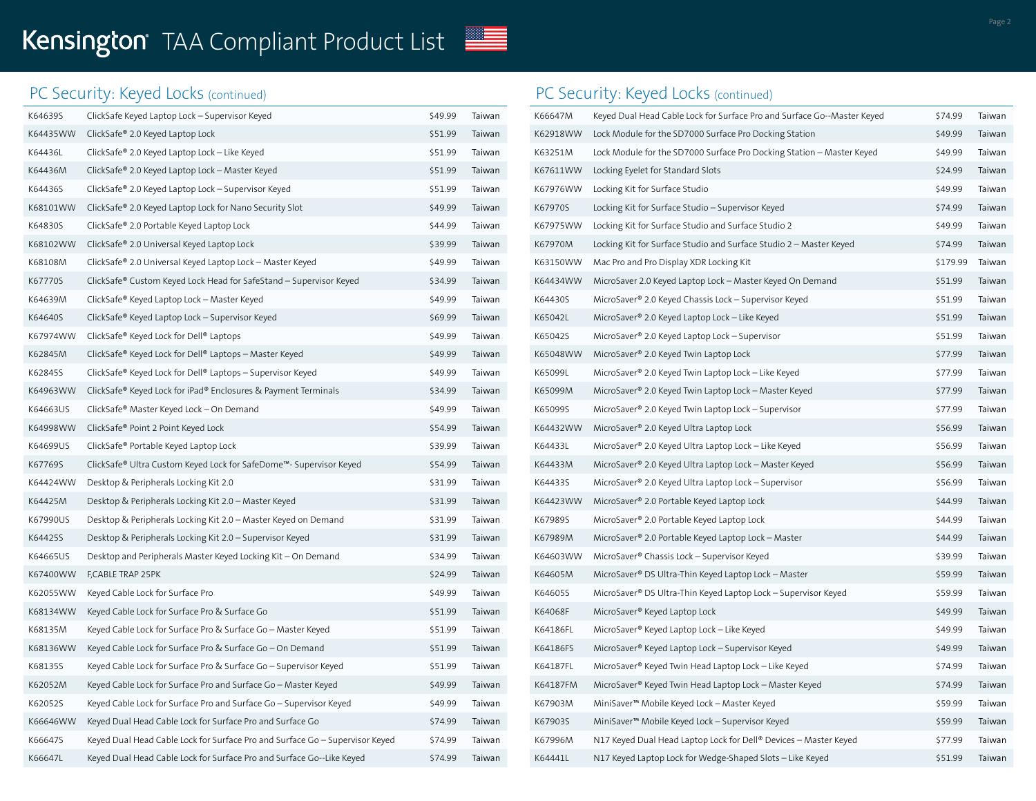# Kensington TAA Compliant Product List

## PC Security: Keyed Locks (continued)

| | | | |
|---|---|---|---|
| K64639S | ClickSafe Keyed Laptop Lock – Supervisor Keyed | $49.99 | Taiwan |
| K64435WW | ClickSafe® 2.0 Keyed Laptop Lock | $51.99 | Taiwan |
| K64436L | ClickSafe® 2.0 Keyed Laptop Lock – Like Keyed | $51.99 | Taiwan |
| K64436M | ClickSafe® 2.0 Keyed Laptop Lock – Master Keyed | $51.99 | Taiwan |
| K64436S | ClickSafe® 2.0 Keyed Laptop Lock – Supervisor Keyed | $51.99 | Taiwan |
| K68101WW | ClickSafe® 2.0 Keyed Laptop Lock for Nano Security Slot | $49.99 | Taiwan |
| K64830S | ClickSafe® 2.0 Portable Keyed Laptop Lock | $44.99 | Taiwan |
| K68102WW | ClickSafe® 2.0 Universal Keyed Laptop Lock | $39.99 | Taiwan |
| K68108M | ClickSafe® 2.0 Universal Keyed Laptop Lock – Master Keyed | $49.99 | Taiwan |
| K67770S | ClickSafe® Custom Keyed Lock Head for SafeStand – Supervisor Keyed | $34.99 | Taiwan |
| K64639M | ClickSafe® Keyed Laptop Lock – Master Keyed | $49.99 | Taiwan |
| K64640S | ClickSafe® Keyed Laptop Lock – Supervisor Keyed | $69.99 | Taiwan |
| K67974WW | ClickSafe® Keyed Lock for Dell® Laptops | $49.99 | Taiwan |
| K62845M | ClickSafe® Keyed Lock for Dell® Laptops – Master Keyed | $49.99 | Taiwan |
| K62845S | ClickSafe® Keyed Lock for Dell® Laptops – Supervisor Keyed | $49.99 | Taiwan |
| K64963WW | ClickSafe® Keyed Lock for iPad® Enclosures & Payment Terminals | $34.99 | Taiwan |
| K64663US | ClickSafe® Master Keyed Lock – On Demand | $49.99 | Taiwan |
| K64998WW | ClickSafe® Point 2 Point Keyed Lock | $54.99 | Taiwan |
| K64699US | ClickSafe® Portable Keyed Laptop Lock | $39.99 | Taiwan |
| K67769S | ClickSafe® Ultra Custom Keyed Lock for SafeDome™- Supervisor Keyed | $54.99 | Taiwan |
| K64424WW | Desktop & Peripherals Locking Kit 2.0 | $31.99 | Taiwan |
| K64425M | Desktop & Peripherals Locking Kit 2.0 – Master Keyed | $31.99 | Taiwan |
| K67990US | Desktop & Peripherals Locking Kit 2.0 – Master Keyed on Demand | $31.99 | Taiwan |
| K64425S | Desktop & Peripherals Locking Kit 2.0 – Supervisor Keyed | $31.99 | Taiwan |
| K64665US | Desktop and Peripherals Master Keyed Locking Kit – On Demand | $34.99 | Taiwan |
| K67400WW | F,CABLE TRAP 25PK | $24.99 | Taiwan |
| K62055WW | Keyed Cable Lock for Surface Pro | $49.99 | Taiwan |
| K68134WW | Keyed Cable Lock for Surface Pro & Surface Go | $51.99 | Taiwan |
| K68135M | Keyed Cable Lock for Surface Pro & Surface Go – Master Keyed | $51.99 | Taiwan |
| K68136WW | Keyed Cable Lock for Surface Pro & Surface Go – On Demand | $51.99 | Taiwan |
| K68135S | Keyed Cable Lock for Surface Pro & Surface Go – Supervisor Keyed | $51.99 | Taiwan |
| K62052M | Keyed Cable Lock for Surface Pro and Surface Go – Master Keyed | $49.99 | Taiwan |
| K62052S | Keyed Cable Lock for Surface Pro and Surface Go – Supervisor Keyed | $49.99 | Taiwan |
| K66646WW | Keyed Dual Head Cable Lock for Surface Pro and Surface Go | $74.99 | Taiwan |
| K66647S | Keyed Dual Head Cable Lock for Surface Pro and Surface Go – Supervisor Keyed | $74.99 | Taiwan |
| K66647L | Keyed Dual Head Cable Lock for Surface Pro and Surface Go--Like Keyed | $74.99 | Taiwan |
| K66647M | Keyed Dual Head Cable Lock for Surface Pro and Surface Go--Master Keyed | $74.99 | Taiwan |
| K62918WW | Lock Module for the SD7000 Surface Pro Docking Station | $49.99 | Taiwan |
| K63251M | Lock Module for the SD7000 Surface Pro Docking Station – Master Keyed | $49.99 | Taiwan |
| K67611WW | Locking Eyelet for Standard Slots | $24.99 | Taiwan |
| K67976WW | Locking Kit for Surface Studio | $49.99 | Taiwan |
| K67970S | Locking Kit for Surface Studio – Supervisor Keyed | $74.99 | Taiwan |
| K67975WW | Locking Kit for Surface Studio and Surface Studio 2 | $49.99 | Taiwan |
| K67970M | Locking Kit for Surface Studio and Surface Studio 2 – Master Keyed | $74.99 | Taiwan |
| K63150WW | Mac Pro and Pro Display XDR Locking Kit | $179.99 | Taiwan |
| K64434WW | MicroSaver 2.0 Keyed Laptop Lock – Master Keyed On Demand | $51.99 | Taiwan |
| K64430S | MicroSaver® 2.0 Keyed Chassis Lock – Supervisor Keyed | $51.99 | Taiwan |
| K65042L | MicroSaver® 2.0 Keyed Laptop Lock – Like Keyed | $51.99 | Taiwan |
| K65042S | MicroSaver® 2.0 Keyed Laptop Lock – Supervisor | $51.99 | Taiwan |
| K65048WW | MicroSaver® 2.0 Keyed Twin Laptop Lock | $77.99 | Taiwan |
| K65099L | MicroSaver® 2.0 Keyed Twin Laptop Lock – Like Keyed | $77.99 | Taiwan |
| K65099M | MicroSaver® 2.0 Keyed Twin Laptop Lock – Master Keyed | $77.99 | Taiwan |
| K65099S | MicroSaver® 2.0 Keyed Twin Laptop Lock – Supervisor | $77.99 | Taiwan |
| K64432WW | MicroSaver® 2.0 Keyed Ultra Laptop Lock | $56.99 | Taiwan |
| K64433L | MicroSaver® 2.0 Keyed Ultra Laptop Lock – Like Keyed | $56.99 | Taiwan |
| K64433M | MicroSaver® 2.0 Keyed Ultra Laptop Lock – Master Keyed | $56.99 | Taiwan |
| K64433S | MicroSaver® 2.0 Keyed Ultra Laptop Lock – Supervisor | $56.99 | Taiwan |
| K64423WW | MicroSaver® 2.0 Portable Keyed Laptop Lock | $44.99 | Taiwan |
| K67989S | MicroSaver® 2.0 Portable Keyed Laptop Lock | $44.99 | Taiwan |
| K67989M | MicroSaver® 2.0 Portable Keyed Laptop Lock – Master | $44.99 | Taiwan |
| K64603WW | MicroSaver® Chassis Lock – Supervisor Keyed | $39.99 | Taiwan |
| K64605M | MicroSaver® DS Ultra-Thin Keyed Laptop Lock – Master | $59.99 | Taiwan |
| K64605S | MicroSaver® DS Ultra-Thin Keyed Laptop Lock – Supervisor Keyed | $59.99 | Taiwan |
| K64068F | MicroSaver® Keyed Laptop Lock | $49.99 | Taiwan |
| K64186FL | MicroSaver® Keyed Laptop Lock – Like Keyed | $49.99 | Taiwan |
| K64186FS | MicroSaver® Keyed Laptop Lock – Supervisor Keyed | $49.99 | Taiwan |
| K64187FL | MicroSaver® Keyed Twin Head Laptop Lock – Like Keyed | $74.99 | Taiwan |
| K64187FM | MicroSaver® Keyed Twin Head Laptop Lock – Master Keyed | $74.99 | Taiwan |
| K67903M | MiniSaver™ Mobile Keyed Lock – Master Keyed | $59.99 | Taiwan |
| K67903S | MiniSaver™ Mobile Keyed Lock – Supervisor Keyed | $59.99 | Taiwan |
| K67996M | N17 Keyed Dual Head Laptop Lock for Dell® Devices – Master Keyed | $77.99 | Taiwan |
| K64441L | N17 Keyed Laptop Lock for Wedge-Shaped Slots – Like Keyed | $51.99 | Taiwan |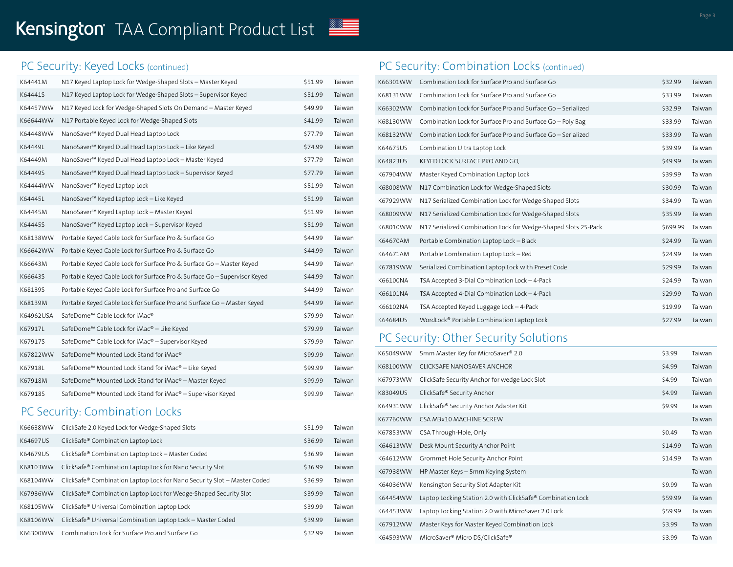# Kensington TAA Compliant Product List

## PC Security: Keyed Locks (continued)

| | | | |
|---|---|---|---|
| K64441M | N17 Keyed Laptop Lock for Wedge-Shaped Slots – Master Keyed | $51.99 | Taiwan |
| K64441S | N17 Keyed Laptop Lock for Wedge-Shaped Slots – Supervisor Keyed | $51.99 | Taiwan |
| K64457WW | N17 Keyed Lock for Wedge-Shaped Slots On Demand – Master Keyed | $49.99 | Taiwan |
| K66644WW | N17 Portable Keyed Lock for Wedge-Shaped Slots | $41.99 | Taiwan |
| K64448WW | NanoSaver™ Keyed Dual Head Laptop Lock | $77.79 | Taiwan |
| K64449L | NanoSaver™ Keyed Dual Head Laptop Lock – Like Keyed | $74.99 | Taiwan |
| K64449M | NanoSaver™ Keyed Dual Head Laptop Lock – Master Keyed | $77.79 | Taiwan |
| K64449S | NanoSaver™ Keyed Dual Head Laptop Lock – Supervisor Keyed | $77.79 | Taiwan |
| K64444WW | NanoSaver™ Keyed Laptop Lock | $51.99 | Taiwan |
| K64445L | NanoSaver™ Keyed Laptop Lock – Like Keyed | $51.99 | Taiwan |
| K64445M | NanoSaver™ Keyed Laptop Lock – Master Keyed | $51.99 | Taiwan |
| K64445S | NanoSaver™ Keyed Laptop Lock – Supervisor Keyed | $51.99 | Taiwan |
| K68138WW | Portable Keyed Cable Lock for Surface Pro & Surface Go | $44.99 | Taiwan |
| K66642WW | Portable Keyed Cable Lock for Surface Pro & Surface Go | $44.99 | Taiwan |
| K66643M | Portable Keyed Cable Lock for Surface Pro & Surface Go – Master Keyed | $44.99 | Taiwan |
| K66643S | Portable Keyed Cable Lock for Surface Pro & Surface Go – Supervisor Keyed | $44.99 | Taiwan |
| K68139S | Portable Keyed Cable Lock for Surface Pro and Surface Go | $44.99 | Taiwan |
| K68139M | Portable Keyed Cable Lock for Surface Pro and Surface Go – Master Keyed | $44.99 | Taiwan |
| K64962USA | SafeDome™ Cable Lock for iMac® | $79.99 | Taiwan |
| K67917L | SafeDome™ Cable Lock for iMac® – Like Keyed | $79.99 | Taiwan |
| K67917S | SafeDome™ Cable Lock for iMac® – Supervisor Keyed | $79.99 | Taiwan |
| K67822WW | SafeDome™ Mounted Lock Stand for iMac® | $99.99 | Taiwan |
| K67918L | SafeDome™ Mounted Lock Stand for iMac® – Like Keyed | $99.99 | Taiwan |
| K67918M | SafeDome™ Mounted Lock Stand for iMac® – Master Keyed | $99.99 | Taiwan |
| K67918S | SafeDome™ Mounted Lock Stand for iMac® – Supervisor Keyed | $99.99 | Taiwan |

## PC Security: Combination Locks

| | | | |
|---|---|---|---|
| K66638WW | ClickSafe 2.0 Keyed Lock for Wedge-Shaped Slots | $51.99 | Taiwan |
| K64697US | ClickSafe® Combination Laptop Lock | $36.99 | Taiwan |
| K64679US | ClickSafe® Combination Laptop Lock – Master Coded | $36.99 | Taiwan |
| K68103WW | ClickSafe® Combination Laptop Lock for Nano Security Slot | $36.99 | Taiwan |
| K68104WW | ClickSafe® Combination Laptop Lock for Nano Security Slot – Master Coded | $36.99 | Taiwan |
| K67936WW | ClickSafe® Combination Laptop Lock for Wedge-Shaped Security Slot | $39.99 | Taiwan |
| K68105WW | ClickSafe® Universal Combination Laptop Lock | $39.99 | Taiwan |
| K68106WW | ClickSafe® Universal Combination Laptop Lock – Master Coded | $39.99 | Taiwan |
| K66300WW | Combination Lock for Surface Pro and Surface Go | $32.99 | Taiwan |

## PC Security: Combination Locks (continued)

| | | | |
|---|---|---|---|
| K66301WW | Combination Lock for Surface Pro and Surface Go | $32.99 | Taiwan |
| K68131WW | Combination Lock for Surface Pro and Surface Go | $33.99 | Taiwan |
| K66302WW | Combination Lock for Surface Pro and Surface Go – Serialized | $32.99 | Taiwan |
| K68130WW | Combination Lock for Surface Pro and Surface Go – Poly Bag | $33.99 | Taiwan |
| K68132WW | Combination Lock for Surface Pro and Surface Go – Serialized | $33.99 | Taiwan |
| K64675US | Combination Ultra Laptop Lock | $39.99 | Taiwan |
| K64823US | KEYED LOCK SURFACE PRO AND GO, | $49.99 | Taiwan |
| K67904WW | Master Keyed Combination Laptop Lock | $39.99 | Taiwan |
| K68008WW | N17 Combination Lock for Wedge-Shaped Slots | $30.99 | Taiwan |
| K67929WW | N17 Serialized Combination Lock for Wedge-Shaped Slots | $34.99 | Taiwan |
| K68009WW | N17 Serialized Combination Lock for Wedge-Shaped Slots | $35.99 | Taiwan |
| K68010WW | N17 Serialized Combination Lock for Wedge-Shaped Slots 25-Pack | $699.99 | Taiwan |
| K64670AM | Portable Combination Laptop Lock – Black | $24.99 | Taiwan |
| K64671AM | Portable Combination Laptop Lock – Red | $24.99 | Taiwan |
| K67819WW | Serialized Combination Laptop Lock with Preset Code | $29.99 | Taiwan |
| K66100NA | TSA Accepted 3-Dial Combination Lock – 4-Pack | $24.99 | Taiwan |
| K66101NA | TSA Accepted 4-Dial Combination Lock – 4-Pack | $29.99 | Taiwan |
| K66102NA | TSA Accepted Keyed Luggage Lock – 4-Pack | $19.99 | Taiwan |
| K64684US | WordLock® Portable Combination Laptop Lock | $27.99 | Taiwan |

## PC Security: Other Security Solutions

| | | | |
|---|---|---|---|
| K65049WW | 5mm Master Key for MicroSaver® 2.0 | $3.99 | Taiwan |
| K68100WW | CLICKSAFE NANOSAVER ANCHOR | $4.99 | Taiwan |
| K67973WW | ClickSafe Security Anchor for wedge Lock Slot | $4.99 | Taiwan |
| K83049US | ClickSafe® Security Anchor | $4.99 | Taiwan |
| K64931WW | ClickSafe® Security Anchor Adapter Kit | $9.99 | Taiwan |
| K67760WW | CSA M3x10 MACHINE SCREW | | Taiwan |
| K67853WW | CSA Through-Hole, Only | $0.49 | Taiwan |
| K64613WW | Desk Mount Security Anchor Point | $14.99 | Taiwan |
| K64612WW | Grommet Hole Security Anchor Point | $14.99 | Taiwan |
| K67938WW | HP Master Keys – 5mm Keying System | | Taiwan |
| K64036WW | Kensington Security Slot Adapter Kit | $9.99 | Taiwan |
| K64454WW | Laptop Locking Station 2.0 with ClickSafe® Combination Lock | $59.99 | Taiwan |
| K64453WW | Laptop Locking Station 2.0 with MicroSaver 2.0 Lock | $59.99 | Taiwan |
| K67912WW | Master Keys for Master Keyed Combination Lock | $3.99 | Taiwan |
| K64593WW | MicroSaver® Micro DS/ClickSafe® | $3.99 | Taiwan |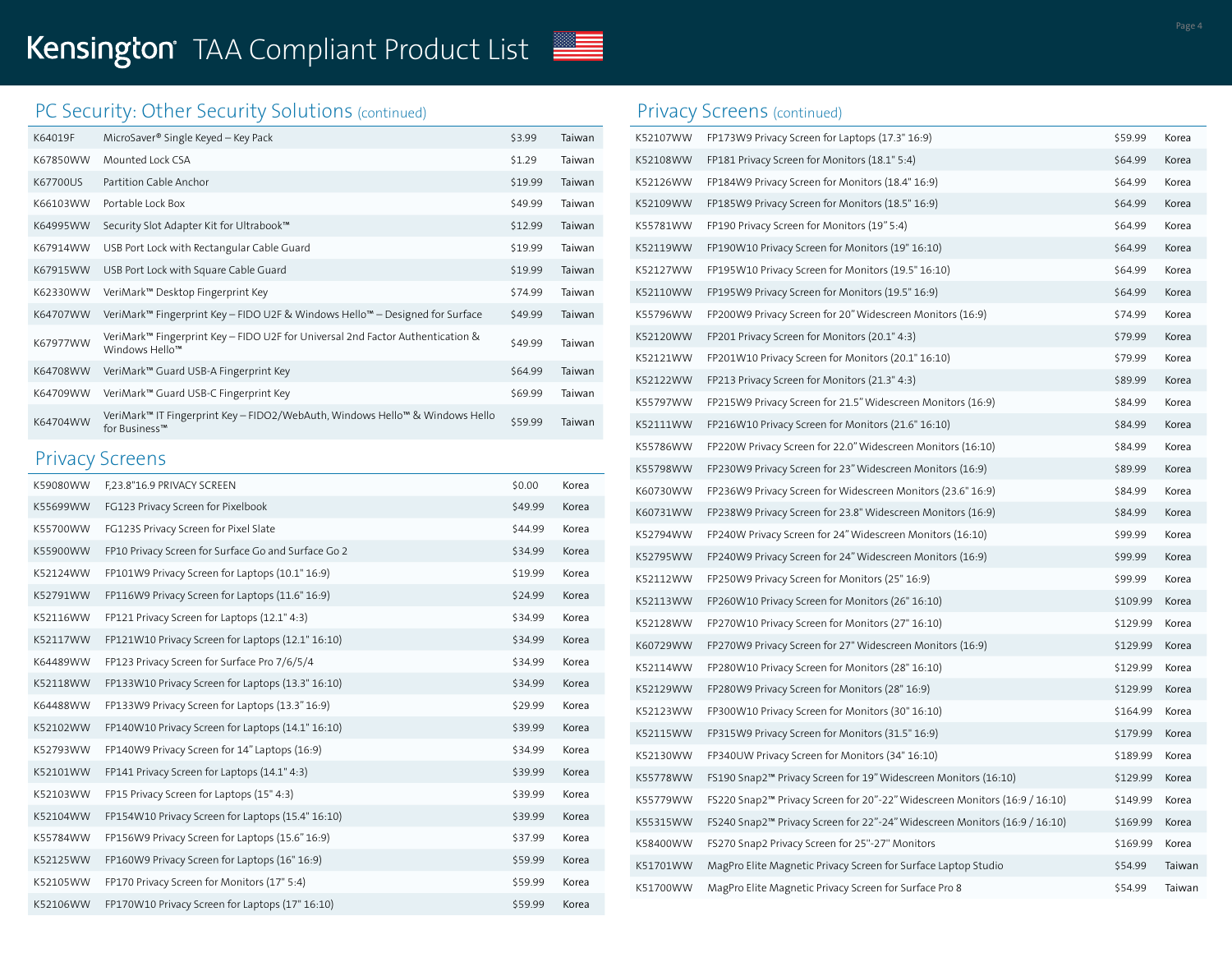# Kensington TAA Compliant Product List

## PC Security: Other Security Solutions (continued)

| | | | |
|---|---|---|---|
| K64019F | MicroSaver® Single Keyed – Key Pack | $3.99 | Taiwan |
| K67850WW | Mounted Lock CSA | $1.29 | Taiwan |
| K67700US | Partition Cable Anchor | $19.99 | Taiwan |
| K66103WW | Portable Lock Box | $49.99 | Taiwan |
| K64995WW | Security Slot Adapter Kit for Ultrabook™ | $12.99 | Taiwan |
| K67914WW | USB Port Lock with Rectangular Cable Guard | $19.99 | Taiwan |
| K67915WW | USB Port Lock with Square Cable Guard | $19.99 | Taiwan |
| K62330WW | VeriMark™ Desktop Fingerprint Key | $74.99 | Taiwan |
| K64707WW | VeriMark™ Fingerprint Key – FIDO U2F & Windows Hello™ – Designed for Surface | $49.99 | Taiwan |
| K67977WW | VeriMark™ Fingerprint Key – FIDO U2F for Universal 2nd Factor Authentication & Windows Hello™ | $49.99 | Taiwan |
| K64708WW | VeriMark™ Guard USB-A Fingerprint Key | $64.99 | Taiwan |
| K64709WW | VeriMark™ Guard USB-C Fingerprint Key | $69.99 | Taiwan |
| K64704WW | VeriMark™ IT Fingerprint Key – FIDO2/WebAuth, Windows Hello™ & Windows Hello for Business™ | $59.99 | Taiwan |

## Privacy Screens

| | | | |
|---|---|---|---|
| K59080WW | F,23.8"16.9 PRIVACY SCREEN | $0.00 | Korea |
| K55699WW | FG123 Privacy Screen for Pixelbook | $49.99 | Korea |
| K55700WW | FG123S Privacy Screen for Pixel Slate | $44.99 | Korea |
| K55900WW | FP10 Privacy Screen for Surface Go and Surface Go 2 | $34.99 | Korea |
| K52124WW | FP101W9 Privacy Screen for Laptops (10.1" 16:9) | $19.99 | Korea |
| K52791WW | FP116W9 Privacy Screen for Laptops (11.6" 16:9) | $24.99 | Korea |
| K52116WW | FP121 Privacy Screen for Laptops (12.1" 4:3) | $34.99 | Korea |
| K52117WW | FP121W10 Privacy Screen for Laptops (12.1" 16:10) | $34.99 | Korea |
| K64489WW | FP123 Privacy Screen for Surface Pro 7/6/5/4 | $34.99 | Korea |
| K52118WW | FP133W10 Privacy Screen for Laptops (13.3" 16:10) | $34.99 | Korea |
| K64488WW | FP133W9 Privacy Screen for Laptops (13.3" 16:9) | $29.99 | Korea |
| K52102WW | FP140W10 Privacy Screen for Laptops (14.1" 16:10) | $39.99 | Korea |
| K52793WW | FP140W9 Privacy Screen for 14" Laptops (16:9) | $34.99 | Korea |
| K52101WW | FP141 Privacy Screen for Laptops (14.1" 4:3) | $39.99 | Korea |
| K52103WW | FP15 Privacy Screen for Laptops (15" 4:3) | $39.99 | Korea |
| K52104WW | FP154W10 Privacy Screen for Laptops (15.4" 16:10) | $39.99 | Korea |
| K55784WW | FP156W9 Privacy Screen for Laptops (15.6" 16:9) | $37.99 | Korea |
| K52125WW | FP160W9 Privacy Screen for Laptops (16" 16:9) | $59.99 | Korea |
| K52105WW | FP170 Privacy Screen for Monitors (17" 5:4) | $59.99 | Korea |
| K52106WW | FP170W10 Privacy Screen for Laptops (17" 16:10) | $59.99 | Korea |

## Privacy Screens (continued)

| | | | |
|---|---|---|---|
| K52107WW | FP173W9 Privacy Screen for Laptops (17.3" 16:9) | $59.99 | Korea |
| K52108WW | FP181 Privacy Screen for Monitors (18.1" 5:4) | $64.99 | Korea |
| K52126WW | FP184W9 Privacy Screen for Monitors (18.4" 16:9) | $64.99 | Korea |
| K52109WW | FP185W9 Privacy Screen for Monitors (18.5" 16:9) | $64.99 | Korea |
| K55781WW | FP190 Privacy Screen for Monitors (19" 5:4) | $64.99 | Korea |
| K52119WW | FP190W10 Privacy Screen for Monitors (19" 16:10) | $64.99 | Korea |
| K52127WW | FP195W10 Privacy Screen for Monitors (19.5" 16:10) | $64.99 | Korea |
| K52110WW | FP195W9 Privacy Screen for Monitors (19.5" 16:9) | $64.99 | Korea |
| K55796WW | FP200W9 Privacy Screen for 20" Widescreen Monitors (16:9) | $74.99 | Korea |
| K52120WW | FP201 Privacy Screen for Monitors (20.1" 4:3) | $79.99 | Korea |
| K52121WW | FP201W10 Privacy Screen for Monitors (20.1" 16:10) | $79.99 | Korea |
| K52122WW | FP213 Privacy Screen for Monitors (21.3" 4:3) | $89.99 | Korea |
| K55797WW | FP215W9 Privacy Screen for 21.5" Widescreen Monitors (16:9) | $84.99 | Korea |
| K52111WW | FP216W10 Privacy Screen for Monitors (21.6" 16:10) | $84.99 | Korea |
| K55786WW | FP220W Privacy Screen for 22.0" Widescreen Monitors (16:10) | $84.99 | Korea |
| K55798WW | FP230W9 Privacy Screen for 23" Widescreen Monitors (16:9) | $89.99 | Korea |
| K60730WW | FP236W9 Privacy Screen for Widescreen Monitors (23.6" 16:9) | $84.99 | Korea |
| K60731WW | FP238W9 Privacy Screen for 23.8" Widescreen Monitors (16:9) | $84.99 | Korea |
| K52794WW | FP240W Privacy Screen for 24" Widescreen Monitors (16:10) | $99.99 | Korea |
| K52795WW | FP240W9 Privacy Screen for 24" Widescreen Monitors (16:9) | $99.99 | Korea |
| K52112WW | FP250W9 Privacy Screen for Monitors (25" 16:9) | $99.99 | Korea |
| K52113WW | FP260W10 Privacy Screen for Monitors (26" 16:10) | $109.99 | Korea |
| K52128WW | FP270W10 Privacy Screen for Monitors (27" 16:10) | $129.99 | Korea |
| K60729WW | FP270W9 Privacy Screen for 27" Widescreen Monitors (16:9) | $129.99 | Korea |
| K52114WW | FP280W10 Privacy Screen for Monitors (28" 16:10) | $129.99 | Korea |
| K52129WW | FP280W9 Privacy Screen for Monitors (28" 16:9) | $129.99 | Korea |
| K52123WW | FP300W10 Privacy Screen for Monitors (30" 16:10) | $164.99 | Korea |
| K52115WW | FP315W9 Privacy Screen for Monitors (31.5" 16:9) | $179.99 | Korea |
| K52130WW | FP340UW Privacy Screen for Monitors (34" 16:10) | $189.99 | Korea |
| K55778WW | FS190 Snap2™ Privacy Screen for 19" Widescreen Monitors (16:10) | $129.99 | Korea |
| K55779WW | FS220 Snap2™ Privacy Screen for 20"-22" Widescreen Monitors (16:9 / 16:10) | $149.99 | Korea |
| K55315WW | FS240 Snap2™ Privacy Screen for 22"-24" Widescreen Monitors (16:9 / 16:10) | $169.99 | Korea |
| K58400WW | FS270 Snap2 Privacy Screen for 25"-27" Monitors | $169.99 | Korea |
| K51701WW | MagPro Elite Magnetic Privacy Screen for Surface Laptop Studio | $54.99 | Taiwan |
| K51700WW | MagPro Elite Magnetic Privacy Screen for Surface Pro 8 | $54.99 | Taiwan |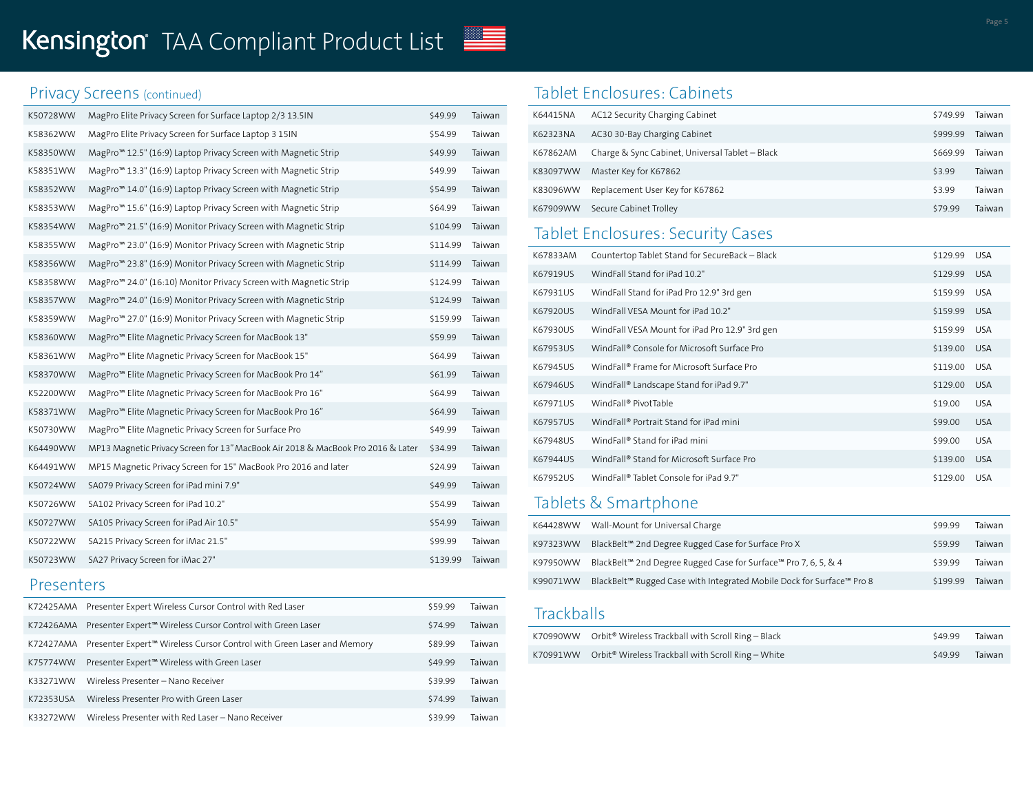# Kensington TAA Compliant Product List

## Privacy Screens (continued)

| | | | |
|---|---|---|---|
| K50728WW | MagPro Elite Privacy Screen for Surface Laptop 2/3 13.5IN | $49.99 | Taiwan |
| K58362WW | MagPro Elite Privacy Screen for Surface Laptop 3 15IN | $54.99 | Taiwan |
| K58350WW | MagPro™ 12.5" (16:9) Laptop Privacy Screen with Magnetic Strip | $49.99 | Taiwan |
| K58351WW | MagPro™ 13.3" (16:9) Laptop Privacy Screen with Magnetic Strip | $49.99 | Taiwan |
| K58352WW | MagPro™ 14.0" (16:9) Laptop Privacy Screen with Magnetic Strip | $54.99 | Taiwan |
| K58353WW | MagPro™ 15.6" (16:9) Laptop Privacy Screen with Magnetic Strip | $64.99 | Taiwan |
| K58354WW | MagPro™ 21.5" (16:9) Monitor Privacy Screen with Magnetic Strip | $104.99 | Taiwan |
| K58355WW | MagPro™ 23.0" (16:9) Monitor Privacy Screen with Magnetic Strip | $114.99 | Taiwan |
| K58356WW | MagPro™ 23.8" (16:9) Monitor Privacy Screen with Magnetic Strip | $114.99 | Taiwan |
| K58358WW | MagPro™ 24.0" (16:10) Monitor Privacy Screen with Magnetic Strip | $124.99 | Taiwan |
| K58357WW | MagPro™ 24.0" (16:9) Monitor Privacy Screen with Magnetic Strip | $124.99 | Taiwan |
| K58359WW | MagPro™ 27.0" (16:9) Monitor Privacy Screen with Magnetic Strip | $159.99 | Taiwan |
| K58360WW | MagPro™ Elite Magnetic Privacy Screen for MacBook 13" | $59.99 | Taiwan |
| K58361WW | MagPro™ Elite Magnetic Privacy Screen for MacBook 15" | $64.99 | Taiwan |
| K58370WW | MagPro™ Elite Magnetic Privacy Screen for MacBook Pro 14" | $61.99 | Taiwan |
| K52200WW | MagPro™ Elite Magnetic Privacy Screen for MacBook Pro 16" | $64.99 | Taiwan |
| K58371WW | MagPro™ Elite Magnetic Privacy Screen for MacBook Pro 16" | $64.99 | Taiwan |
| K50730WW | MagPro™ Elite Magnetic Privacy Screen for Surface Pro | $49.99 | Taiwan |
| K64490WW | MP13 Magnetic Privacy Screen for 13" MacBook Air 2018 & MacBook Pro 2016 & Later | $34.99 | Taiwan |
| K64491WW | MP15 Magnetic Privacy Screen for 15" MacBook Pro 2016 and later | $24.99 | Taiwan |
| K50724WW | SA079 Privacy Screen for iPad mini 7.9" | $49.99 | Taiwan |
| K50726WW | SA102 Privacy Screen for iPad 10.2" | $54.99 | Taiwan |
| K50727WW | SA105 Privacy Screen for iPad Air 10.5" | $54.99 | Taiwan |
| K50722WW | SA215 Privacy Screen for iMac 21.5" | $99.99 | Taiwan |
| K50723WW | SA27 Privacy Screen for iMac 27" | $139.99 | Taiwan |

## Presenters

| | | | |
|---|---|---|---|
| K72425AMA | Presenter Expert Wireless Cursor Control with Red Laser | $59.99 | Taiwan |
| K72426AMA | Presenter Expert™ Wireless Cursor Control with Green Laser | $74.99 | Taiwan |
| K72427AMA | Presenter Expert™ Wireless Cursor Control with Green Laser and Memory | $89.99 | Taiwan |
| K75774WW | Presenter Expert™ Wireless with Green Laser | $49.99 | Taiwan |
| K33271WW | Wireless Presenter – Nano Receiver | $39.99 | Taiwan |
| K72353USA | Wireless Presenter Pro with Green Laser | $74.99 | Taiwan |
| K33272WW | Wireless Presenter with Red Laser – Nano Receiver | $39.99 | Taiwan |

## Tablet Enclosures: Cabinets

| | | | |
|---|---|---|---|
| K64415NA | AC12 Security Charging Cabinet | $749.99 | Taiwan |
| K62323NA | AC30 30-Bay Charging Cabinet | $999.99 | Taiwan |
| K67862AM | Charge & Sync Cabinet, Universal Tablet – Black | $669.99 | Taiwan |
| K83097WW | Master Key for K67862 | $3.99 | Taiwan |
| K83096WW | Replacement User Key for K67862 | $3.99 | Taiwan |
| K67909WW | Secure Cabinet Trolley | $79.99 | Taiwan |

## Tablet Enclosures: Security Cases

| | | | |
|---|---|---|---|
| K67833AM | Countertop Tablet Stand for SecureBack – Black | $129.99 | USA |
| K67919US | WindFall Stand for iPad 10.2" | $129.99 | USA |
| K67931US | WindFall Stand for iPad Pro 12.9" 3rd gen | $159.99 | USA |
| K67920US | WindFall VESA Mount for iPad 10.2" | $159.99 | USA |
| K67930US | WindFall VESA Mount for iPad Pro 12.9" 3rd gen | $159.99 | USA |
| K67953US | WindFall® Console for Microsoft Surface Pro | $139.00 | USA |
| K67945US | WindFall® Frame for Microsoft Surface Pro | $119.00 | USA |
| K67946US | WindFall® Landscape Stand for iPad 9.7" | $129.00 | USA |
| K67971US | WindFall® PivotTable | $19.00 | USA |
| K67957US | WindFall® Portrait Stand for iPad mini | $99.00 | USA |
| K67948US | WindFall® Stand for iPad mini | $99.00 | USA |
| K67944US | WindFall® Stand for Microsoft Surface Pro | $139.00 | USA |
| K67952US | WindFall® Tablet Console for iPad 9.7" | $129.00 | USA |

## Tablets & Smartphone

| | | | |
|---|---|---|---|
| K64428WW | Wall-Mount for Universal Charge | $99.99 | Taiwan |
| K97323WW | BlackBelt™ 2nd Degree Rugged Case for Surface Pro X | $59.99 | Taiwan |
| K97950WW | BlackBelt™ 2nd Degree Rugged Case for Surface™ Pro 7, 6, 5, & 4 | $39.99 | Taiwan |
| K99071WW | BlackBelt™ Rugged Case with Integrated Mobile Dock for Surface™ Pro 8 | $199.99 | Taiwan |

## Trackballs

| | | | |
|---|---|---|---|
| K70990WW | Orbit® Wireless Trackball with Scroll Ring – Black | $49.99 | Taiwan |
| K70991WW | Orbit® Wireless Trackball with Scroll Ring – White | $49.99 | Taiwan |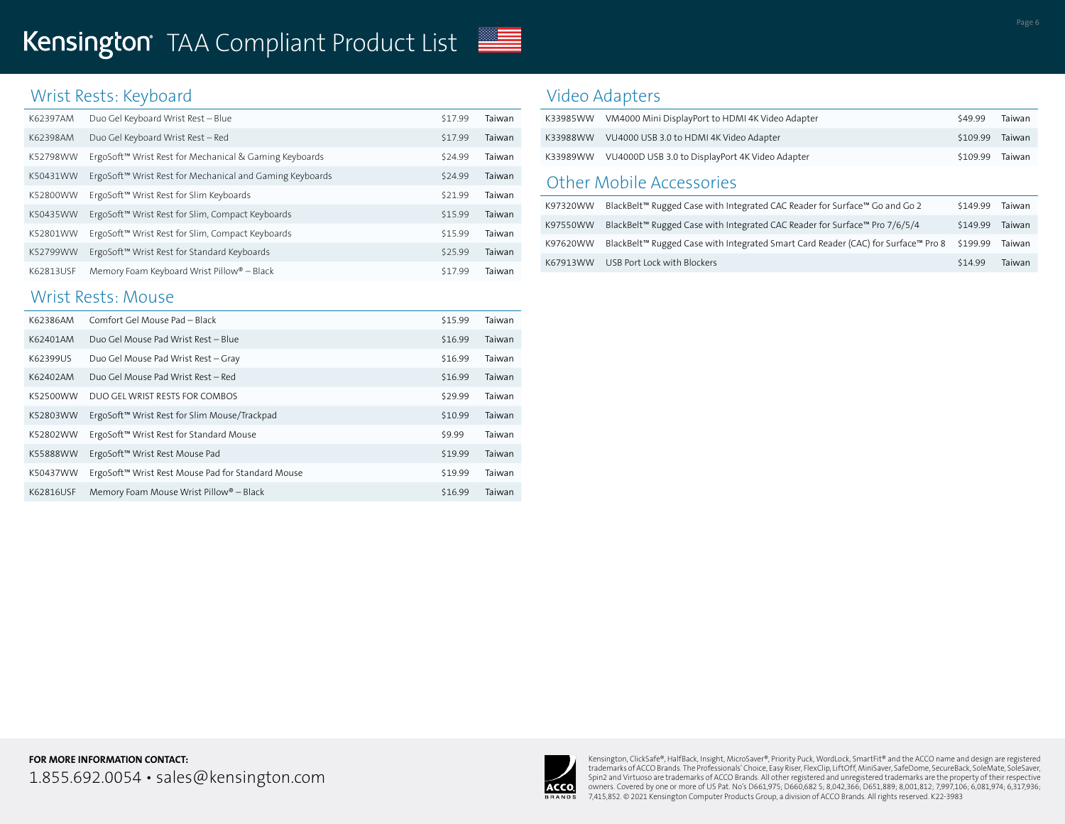# Kensington TAA Compliant Product List

## Wrist Rests: Keyboard

| | | | |
|---|---|---|---|
| K62397AM | Duo Gel Keyboard Wrist Rest – Blue | $17.99 | Taiwan |
| K62398AM | Duo Gel Keyboard Wrist Rest – Red | $17.99 | Taiwan |
| K52798WW | ErgoSoft™ Wrist Rest for Mechanical & Gaming Keyboards | $24.99 | Taiwan |
| K50431WW | ErgoSoft™ Wrist Rest for Mechanical and Gaming Keyboards | $24.99 | Taiwan |
| K52800WW | ErgoSoft™ Wrist Rest for Slim Keyboards | $21.99 | Taiwan |
| K50435WW | ErgoSoft™ Wrist Rest for Slim, Compact Keyboards | $15.99 | Taiwan |
| K52801WW | ErgoSoft™ Wrist Rest for Slim, Compact Keyboards | $15.99 | Taiwan |
| K52799WW | ErgoSoft™ Wrist Rest for Standard Keyboards | $25.99 | Taiwan |
| K62813USF | Memory Foam Keyboard Wrist Pillow® – Black | $17.99 | Taiwan |

## Wrist Rests: Mouse

| | | | |
|---|---|---|---|
| K62386AM | Comfort Gel Mouse Pad – Black | $15.99 | Taiwan |
| K62401AM | Duo Gel Mouse Pad Wrist Rest – Blue | $16.99 | Taiwan |
| K62399US | Duo Gel Mouse Pad Wrist Rest – Gray | $16.99 | Taiwan |
| K62402AM | Duo Gel Mouse Pad Wrist Rest – Red | $16.99 | Taiwan |
| K52500WW | DUO GEL WRIST RESTS FOR COMBOS | $29.99 | Taiwan |
| K52803WW | ErgoSoft™ Wrist Rest for Slim Mouse/Trackpad | $10.99 | Taiwan |
| K52802WW | ErgoSoft™ Wrist Rest for Standard Mouse | $9.99 | Taiwan |
| K55888WW | ErgoSoft™ Wrist Rest Mouse Pad | $19.99 | Taiwan |
| K50437WW | ErgoSoft™ Wrist Rest Mouse Pad for Standard Mouse | $19.99 | Taiwan |
| K62816USF | Memory Foam Mouse Wrist Pillow® – Black | $16.99 | Taiwan |

## Video Adapters

| | | | |
|---|---|---|---|
| K33985WW | VM4000 Mini DisplayPort to HDMI 4K Video Adapter | $49.99 | Taiwan |
| K33988WW | VU4000 USB 3.0 to HDMI 4K Video Adapter | $109.99 | Taiwan |
| K33989WW | VU4000D USB 3.0 to DisplayPort 4K Video Adapter | $109.99 | Taiwan |

## Other Mobile Accessories

| | | | |
|---|---|---|---|
| K97320WW | BlackBelt™ Rugged Case with Integrated CAC Reader for Surface™ Go and Go 2 | $149.99 | Taiwan |
| K97550WW | BlackBelt™ Rugged Case with Integrated CAC Reader for Surface™ Pro 7/6/5/4 | $149.99 | Taiwan |
| K97620WW | BlackBelt™ Rugged Case with Integrated Smart Card Reader (CAC) for Surface™ Pro 8 | $199.99 | Taiwan |
| K67913WW | USB Port Lock with Blockers | $14.99 | Taiwan |

**FOR MORE INFORMATION CONTACT:**

1.855.692.0054 • sales@kensington.com

Kensington, ClickSafe®, HalfBack, Insight, MicroSaver®, Priority Puck, WordLock, SmartFit® and the ACCO name and design are registered trademarks of ACCO Brands. The Professionals' Choice, Easy Riser, FlexClip, LiftOff, MiniSaver, SafeDome, SecureBack, SoleMate, SoleSaver, Spin2 and Virtuoso are trademarks of ACCO Brands. All other registered and unregistered trademarks are the property of their respective owners. Covered by one or more of US Pat. No's D661,975; D660,682 S; 8,042,366; D651,889; 8,001,812; 7,997,106; 6,081,974; 6,317,936; 7,415,852. © 2021 Kensington Computer Products Group, a division of ACCO Brands. All rights reserved. K22-3983